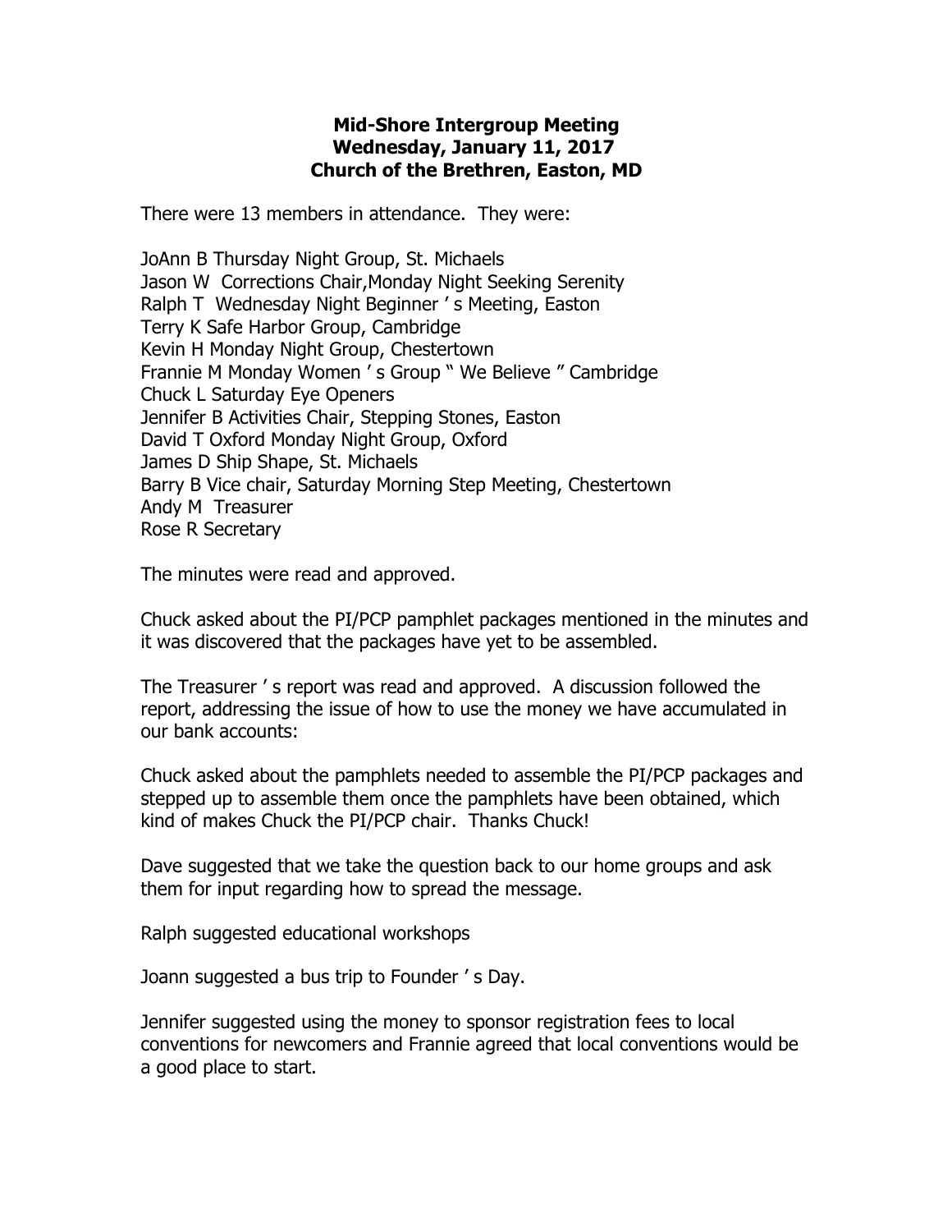**Mid-Shore Intergroup Meeting**
**Wednesday, January 11, 2017**
**Church of the Brethren, Easton, MD**

There were 13 members in attendance. They were:

JoAnn B Thursday Night Group, St. Michaels
Jason W Corrections Chair,Monday Night Seeking Serenity
Ralph T Wednesday Night Beginner ' s Meeting, Easton
Terry K Safe Harbor Group, Cambridge
Kevin H Monday Night Group, Chestertown
Frannie M Monday Women ' s Group " We Believe " Cambridge
Chuck L Saturday Eye Openers
Jennifer B Activities Chair, Stepping Stones, Easton
David T Oxford Monday Night Group, Oxford
James D Ship Shape, St. Michaels
Barry B Vice chair, Saturday Morning Step Meeting, Chestertown
Andy M Treasurer
Rose R Secretary

The minutes were read and approved.

Chuck asked about the PI/PCP pamphlet packages mentioned in the minutes and it was discovered that the packages have yet to be assembled.

The Treasurer ' s report was read and approved. A discussion followed the report, addressing the issue of how to use the money we have accumulated in our bank accounts:

Chuck asked about the pamphlets needed to assemble the PI/PCP packages and stepped up to assemble them once the pamphlets have been obtained, which kind of makes Chuck the PI/PCP chair. Thanks Chuck!

Dave suggested that we take the question back to our home groups and ask them for input regarding how to spread the message.

Ralph suggested educational workshops

Joann suggested a bus trip to Founder ' s Day.

Jennifer suggested using the money to sponsor registration fees to local conventions for newcomers and Frannie agreed that local conventions would be a good place to start.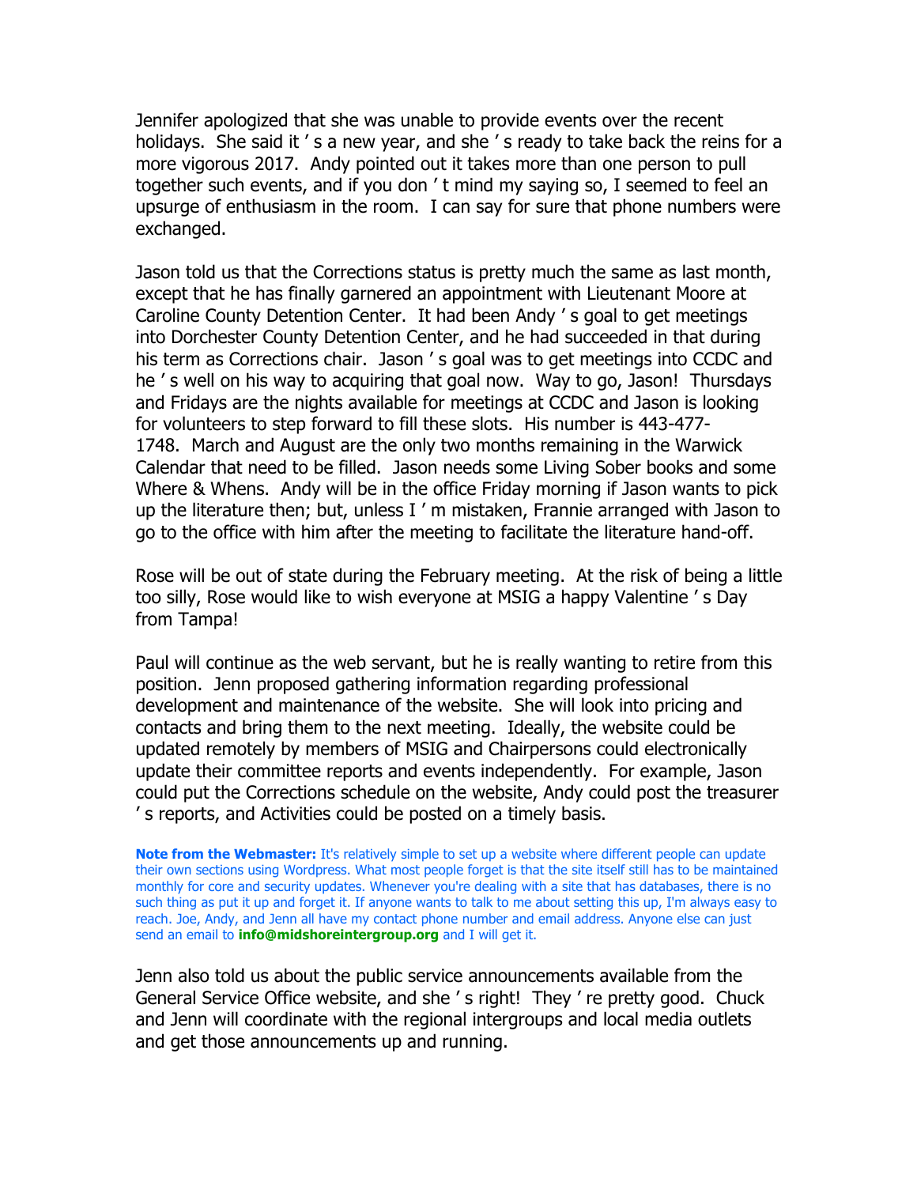Jennifer apologized that she was unable to provide events over the recent holidays. She said it ' s a new year, and she ' s ready to take back the reins for a more vigorous 2017. Andy pointed out it takes more than one person to pull together such events, and if you don ' t mind my saying so, I seemed to feel an upsurge of enthusiasm in the room. I can say for sure that phone numbers were exchanged.

Jason told us that the Corrections status is pretty much the same as last month, except that he has finally garnered an appointment with Lieutenant Moore at Caroline County Detention Center. It had been Andy ' s goal to get meetings into Dorchester County Detention Center, and he had succeeded in that during his term as Corrections chair. Jason ' s goal was to get meetings into CCDC and he ' s well on his way to acquiring that goal now. Way to go, Jason! Thursdays and Fridays are the nights available for meetings at CCDC and Jason is looking for volunteers to step forward to fill these slots. His number is 443-477-1748. March and August are the only two months remaining in the Warwick Calendar that need to be filled. Jason needs some Living Sober books and some Where & Whens. Andy will be in the office Friday morning if Jason wants to pick up the literature then; but, unless I ' m mistaken, Frannie arranged with Jason to go to the office with him after the meeting to facilitate the literature hand-off.

Rose will be out of state during the February meeting. At the risk of being a little too silly, Rose would like to wish everyone at MSIG a happy Valentine ' s Day from Tampa!

Paul will continue as the web servant, but he is really wanting to retire from this position. Jenn proposed gathering information regarding professional development and maintenance of the website. She will look into pricing and contacts and bring them to the next meeting. Ideally, the website could be updated remotely by members of MSIG and Chairpersons could electronically update their committee reports and events independently. For example, Jason could put the Corrections schedule on the website, Andy could post the treasurer ' s reports, and Activities could be posted on a timely basis.

**Note from the Webmaster:** It's relatively simple to set up a website where different people can update their own sections using Wordpress. What most people forget is that the site itself still has to be maintained monthly for core and security updates. Whenever you're dealing with a site that has databases, there is no such thing as put it up and forget it. If anyone wants to talk to me about setting this up, I'm always easy to reach. Joe, Andy, and Jenn all have my contact phone number and email address. Anyone else can just send an email to **info@midshoreintergroup.org** and I will get it.

Jenn also told us about the public service announcements available from the General Service Office website, and she ' s right! They ' re pretty good. Chuck and Jenn will coordinate with the regional intergroups and local media outlets and get those announcements up and running.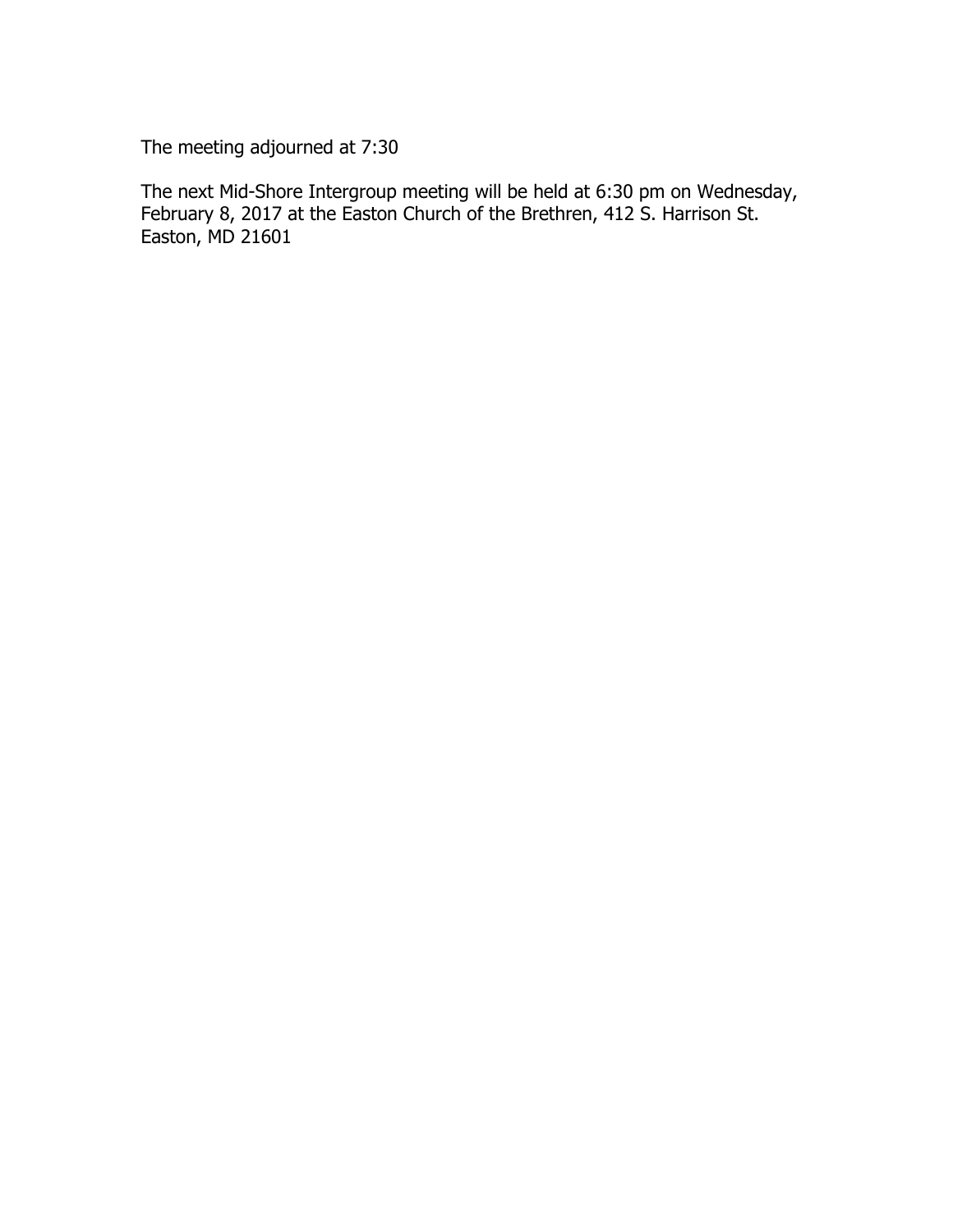The meeting adjourned at 7:30

The next Mid-Shore Intergroup meeting will be held at 6:30 pm on Wednesday, February 8, 2017 at the Easton Church of the Brethren, 412 S. Harrison St. Easton, MD 21601